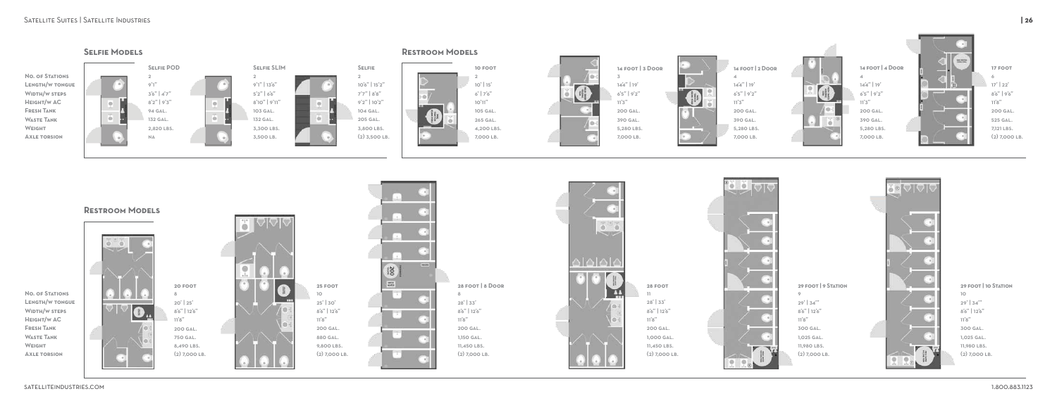## Selfie Models

| | Selfie POD | Selfie SLIM | Selfie |
|---|---|---|---|
| No. of Stations | 2 | 2 | 2 |
| Length/w tongue | 9'1" | 9'1" \| 13'6" | 10'6" \| 15'2" |
| Width/w steps | 3'6" \| 4'7" | 5'2" \| 6'6" | 7'7" \| 8'8" |
| Height/w AC | 8'2" \| 9'3" | 8'10" \| 9'11" | 9'2" \| 10'2" |
| Fresh Tank | 94 gal. | 103 gal. | 104 gal. |
| Waste Tank | 132 gal. | 132 gal. | 205 gal. |
| Weight | 2,820 lbs. | 3,300 lbs. | 3,800 lbs. |
| Axle torsion | NA | 3,500 lb. | (2) 3,500 lb. |

## Restroom Models

| | 10 Foot | 14 Foot \| 3 Door | 14 Foot \| 2 Door | 14 Foot \| 4 Door | 17 Foot |
|---|---|---|---|---|---|
| No. of Stations | 2 | 3 | 4 | 4 | 6 |
| Length/w tongue | 10' \| 15' | 14'4" \| 19' | 14'4" \| 19' | 14'4" \| 19' | 17' \| 22' |
| Width/w steps | 6' \| 7'6" | 6'5" \| 9'2" | 6'5" \| 9'2" | 6'5" \| 9'2" | 8'6" \| 9'6" |
| Height/w AC | 10'11" | 11'3" | 11'3" | 11'3" | 11'8" |
| Fresh Tank | 105 gal. | 200 gal. | 200 gal. | 200 gal. | 200 gal. |
| Waste Tank | 265 gal. | 390 gal. | 390 gal. | 390 gal. | 525 gal. |
| Weight | 4,200 lbs. | 5,280 lbs. | 5,280 lbs. | 5,280 lbs. | 7,121 lbs. |
| Axle torsion | 7,000 lb. | 7,000 lb. | 7,000 lb. | 7,000 lb. | (2) 7,000 lb. |

## Restroom Models

| | 20 Foot | 25 Foot | 28 Foot \| 8 Door | 28 Foot | 29 Foot \| 9 Station | 29 Foot \| 10 Station |
|---|---|---|---|---|---|---|
| No. of Stations | 8 | 10 | 8 | 11 | 9 | 10 |
| Length/w tongue | 20' \| 25' | 25' \| 30' | 28' \| 33' | 28' \| 33' | 29' \| 34'" | 29' \| 34'" |
| Width/w steps | 8'6" \| 12'6" | 8'6" \| 12'6" | 8'6" \| 12'6" | 8'6" \| 12'6" | 8'6" \| 12'6" | 8'6" \| 12'6" |
| Height/w AC | 11'8" | 11'8" | 11'8" | 11'8" | 11'8" | 11'8" |
| Fresh Tank | 200 gal. | 200 gal. | 200 gal. | 200 gal. | 300 gal. | 300 gal. |
| Waste Tank | 750 gal. | 880 gal. | 1,150 gal. | 1,000 gal. | 1,025 gal. | 1,025 gal. |
| Weight | 8,490 lbs. | 9,800 lbs. | 11,450 lbs. | 11,450 lbs. | 11,980 lbs. | 11,980 lbs. |
| Axle torsion | (2) 7,000 lb. | (2) 7,000 lb. | (2) 7,000 lb. | (2) 7,000 lb. | (2) 7,000 lb. | (2) 7,000 lb. |

satelliteindustries.com

1.800.883.1123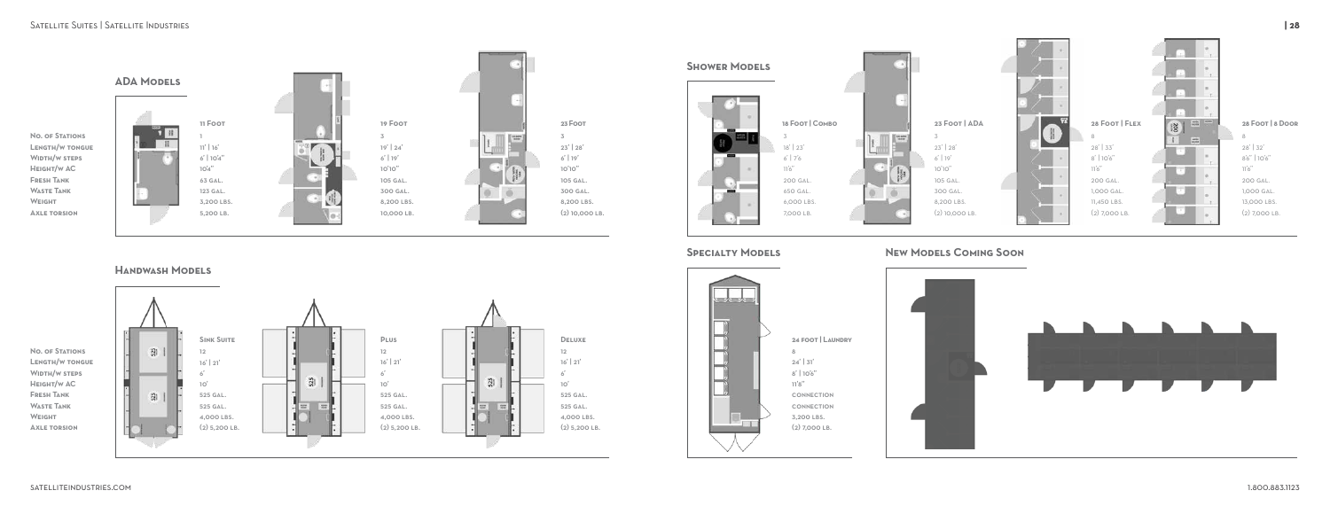## ADA Models

| | 11 Foot | 19 Foot | 23 Foot |
|---|---|---|---|
| No. of Stations | 1 | 3 | 3 |
| Length/w tongue | 11' \| 16' | 19' \| 24' | 23' \| 28' |
| Width/w steps | 6' \| 10'4" | 6' \| 19' | 6' \| 19' |
| Height/w AC | 10'4" | 10'10" | 10'10" |
| Fresh Tank | 63 gal. | 105 gal. | 105 gal. |
| Waste Tank | 123 gal. | 300 gal. | 300 gal. |
| Weight | 3,200 lbs. | 8,200 lbs. | 8,200 lbs. |
| Axle Torsion | 5,200 lb. | 10,000 lb. | (2) 10,000 lb. |

## Handwash Models

| | Sink Suite | Plus | Deluxe |
|---|---|---|---|
| No. of Stations | 12 | 12 | 12 |
| Length/w tongue | 16' \| 21' | 16' \| 21' | 16' \| 21' |
| Width/w steps | 6' | 6' | 6' |
| Height/w AC | 10' | 10' | 10' |
| Fresh Tank | 525 gal. | 525 gal. | 525 gal. |
| Waste Tank | 525 gal. | 525 gal. | 525 gal. |
| Weight | 4,000 lbs. | 4,000 lbs. | 4,000 lbs. |
| Axle Torsion | (2) 5,200 lb. | (2) 5,200 lb. | (2) 5,200 lb. |

## Shower Models

| | 18 Foot \| Combo | 23 Foot \| ADA | 28 Foot \| Flex | 28 Foot \| 8 Door |
|---|---|---|---|---|
| No. of Stations | 3 | 3 | 8 | 8 |
| Length/w tongue | 16' \| 23' | 23' \| 28' | 28' \| 33' | 28' \| 32' |
| Width/w steps | 6' \| 7'6 | 6' \| 19' | 8' \| 10'6" | 8½' \| 10'6" |
| Height/w AC | 11'6" | 10'10" | 11'6" | 11'6" |
| Fresh Tank | 200 gal. | 105 gal. | 200 gal. | 200 gal. |
| Waste Tank | 650 gal. | 300 gal. | 1,000 gal. | 1,000 gal. |
| Weight | 6,000 lbs. | 8,200 lbs. | 11,450 lbs. | 13,000 lbs. |
| Axle Torsion | 7,000 lb. | (2) 10,000 lb. | (2) 7,000 lb. | (2) 7,000 lb. |

## Specialty Models

| | 24 Foot \| Laundry |
|---|---|
| No. of Stations | 8 |
| Length/w tongue | 24' \| 31' |
| Width/w steps | 8' \| 10'6" |
| Height/w AC | 11'8" |
| Fresh Tank | Connection |
| Waste Tank | Connection |
| Weight | 3,200 lbs. |
| Axle Torsion | (2) 7,000 lb. |

## New Models Coming Soon

satelliteindustries.com

1.800.883.1123